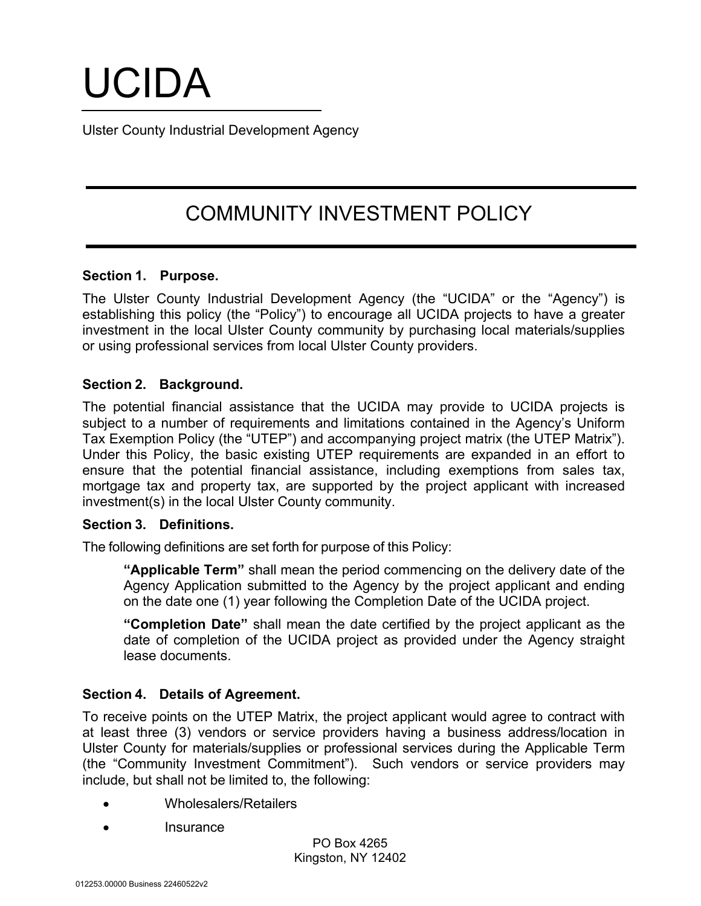# UCIDA

Ulster County Industrial Development Agency

## COMMUNITY INVESTMENT POLICY

**Section 1. Purpose.**

The Ulster County Industrial Development Agency (the "UCIDA" or the "Agency") is establishing this policy (the "Policy") to encourage all UCIDA projects to have a greater investment in the local Ulster County community by purchasing local materials/supplies or using professional services from local Ulster County providers.

**Section 2. Background.**

The potential financial assistance that the UCIDA may provide to UCIDA projects is subject to a number of requirements and limitations contained in the Agency's Uniform Tax Exemption Policy (the "UTEP") and accompanying project matrix (the UTEP Matrix"). Under this Policy, the basic existing UTEP requirements are expanded in an effort to ensure that the potential financial assistance, including exemptions from sales tax, mortgage tax and property tax, are supported by the project applicant with increased investment(s) in the local Ulster County community.

**Section 3. Definitions.**

The following definitions are set forth for purpose of this Policy:

> **"Applicable Term"** shall mean the period commencing on the delivery date of the Agency Application submitted to the Agency by the project applicant and ending on the date one (1) year following the Completion Date of the UCIDA project.
>
> **"Completion Date"** shall mean the date certified by the project applicant as the date of completion of the UCIDA project as provided under the Agency straight lease documents.

**Section 4. Details of Agreement.**

To receive points on the UTEP Matrix, the project applicant would agree to contract with at least three (3) vendors or service providers having a business address/location in Ulster County for materials/supplies or professional services during the Applicable Term (the "Community Investment Commitment"). Such vendors or service providers may include, but shall not be limited to, the following:

- Wholesalers/Retailers
- Insurance

PO Box 4265
Kingston, NY 12402

012253.00000 Business 22460522v2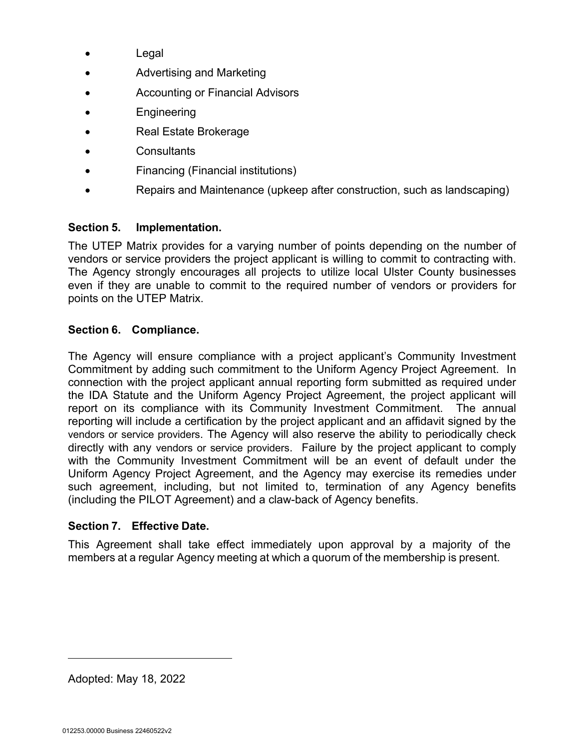- Legal
- Advertising and Marketing
- Accounting or Financial Advisors
- Engineering
- Real Estate Brokerage
- Consultants
- Financing (Financial institutions)
- Repairs and Maintenance (upkeep after construction, such as landscaping)

**Section 5. Implementation.**

The UTEP Matrix provides for a varying number of points depending on the number of vendors or service providers the project applicant is willing to commit to contracting with. The Agency strongly encourages all projects to utilize local Ulster County businesses even if they are unable to commit to the required number of vendors or providers for points on the UTEP Matrix.

**Section 6. Compliance.**

The Agency will ensure compliance with a project applicant's Community Investment Commitment by adding such commitment to the Uniform Agency Project Agreement. In connection with the project applicant annual reporting form submitted as required under the IDA Statute and the Uniform Agency Project Agreement, the project applicant will report on its compliance with its Community Investment Commitment. The annual reporting will include a certification by the project applicant and an affidavit signed by the vendors or service providers. The Agency will also reserve the ability to periodically check directly with any vendors or service providers. Failure by the project applicant to comply with the Community Investment Commitment will be an event of default under the Uniform Agency Project Agreement, and the Agency may exercise its remedies under such agreement, including, but not limited to, termination of any Agency benefits (including the PILOT Agreement) and a claw-back of Agency benefits.

**Section 7. Effective Date.**

This Agreement shall take effect immediately upon approval by a majority of the members at a regular Agency meeting at which a quorum of the membership is present.

---

Adopted: May 18, 2022

012253.00000 Business 22460522v2